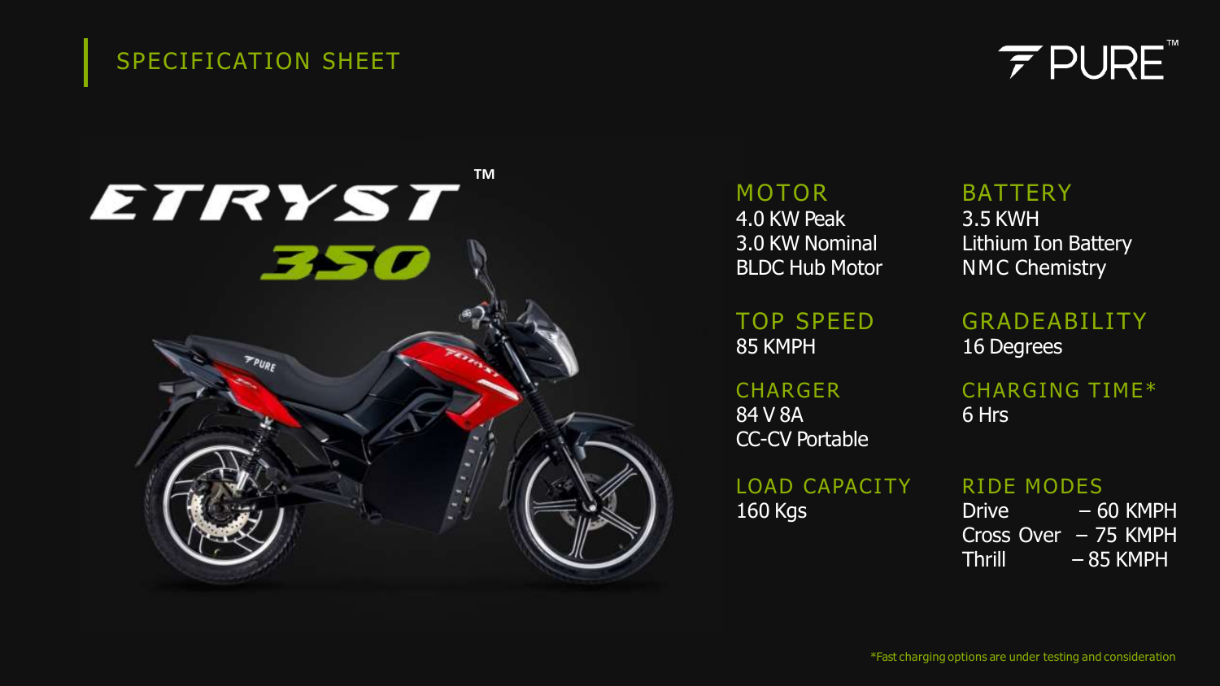# SPECIFICATION SHEET

PURE™

## ETRYST™ 350

### MOTOR
4.0 KW Peak
3.0 KW Nominal
BLDC Hub Motor

### BATTERY
3.5 KWH
Lithium Ion Battery
NMC Chemistry

### TOP SPEED
85 KMPH

### GRADEABILITY
16 Degrees

### CHARGER
84 V 8A
CC-CV Portable

### CHARGING TIME*
6 Hrs

### LOAD CAPACITY
160 Kgs

### RIDE MODES
Drive – 60 KMPH
Cross Over – 75 KMPH
Thrill – 85 KMPH

*Fast charging options are under testing and consideration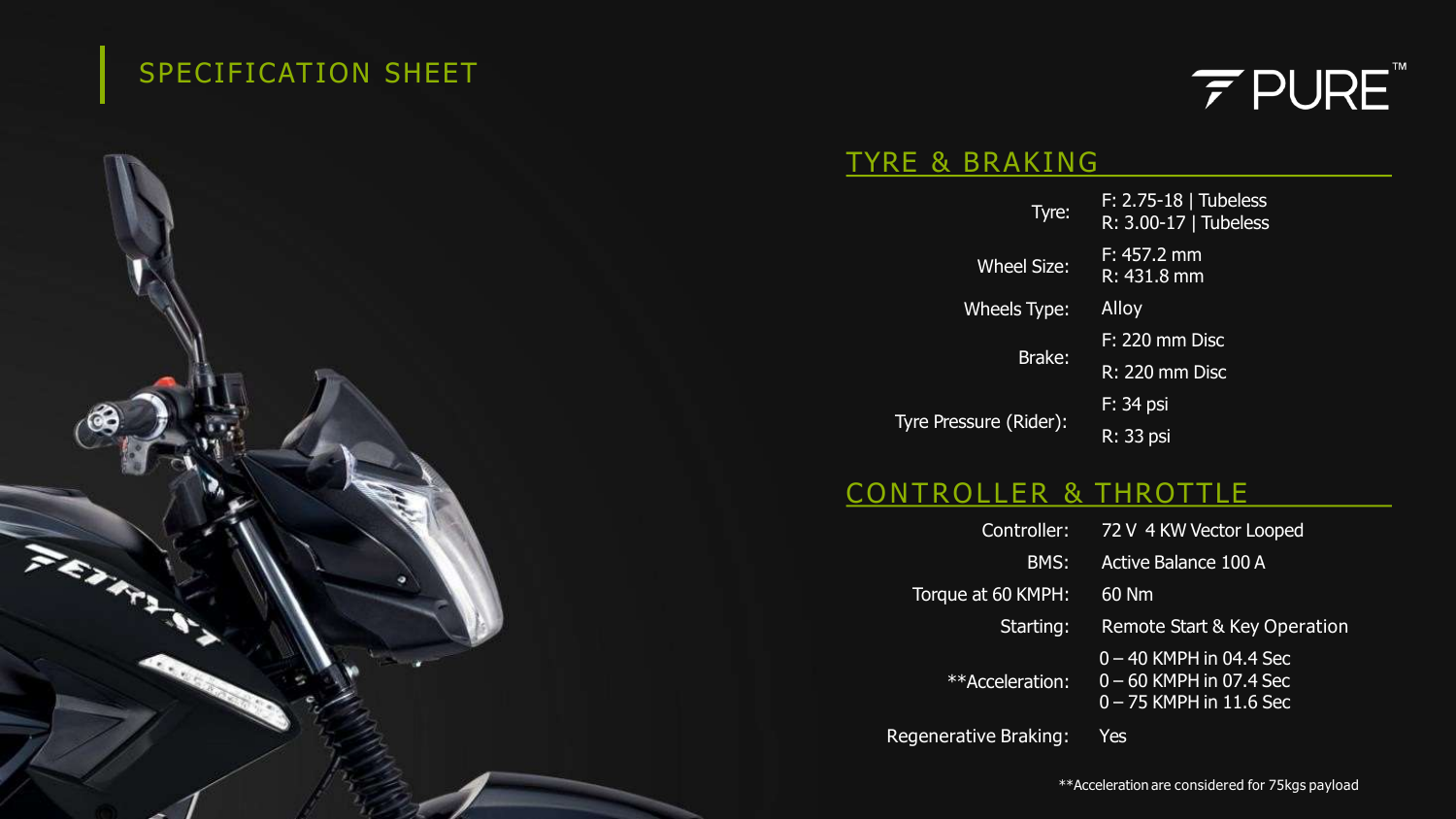# SPECIFICATION SHEET

PURE™

## TYRE & BRAKING

| | |
|---|---|
| Tyre: | F: 2.75-18 \| Tubeless<br>R: 3.00-17 \| Tubeless |
| Wheel Size: | F: 457.2 mm<br>R: 431.8 mm |
| Wheels Type: | Alloy |
| Brake: | F: 220 mm Disc<br>R: 220 mm Disc |
| Tyre Pressure (Rider): | F: 34 psi<br>R: 33 psi |

## CONTROLLER & THROTTLE

| | |
|---|---|
| Controller: | 72 V 4 KW Vector Looped |
| BMS: | Active Balance 100 A |
| Torque at 60 KMPH: | 60 Nm |
| Starting: | Remote Start & Key Operation |
| **Acceleration: | 0 – 40 KMPH in 04.4 Sec<br>0 – 60 KMPH in 07.4 Sec<br>0 – 75 KMPH in 11.6 Sec |
| Regenerative Braking: | Yes |

**Acceleration are considered for 75kgs payload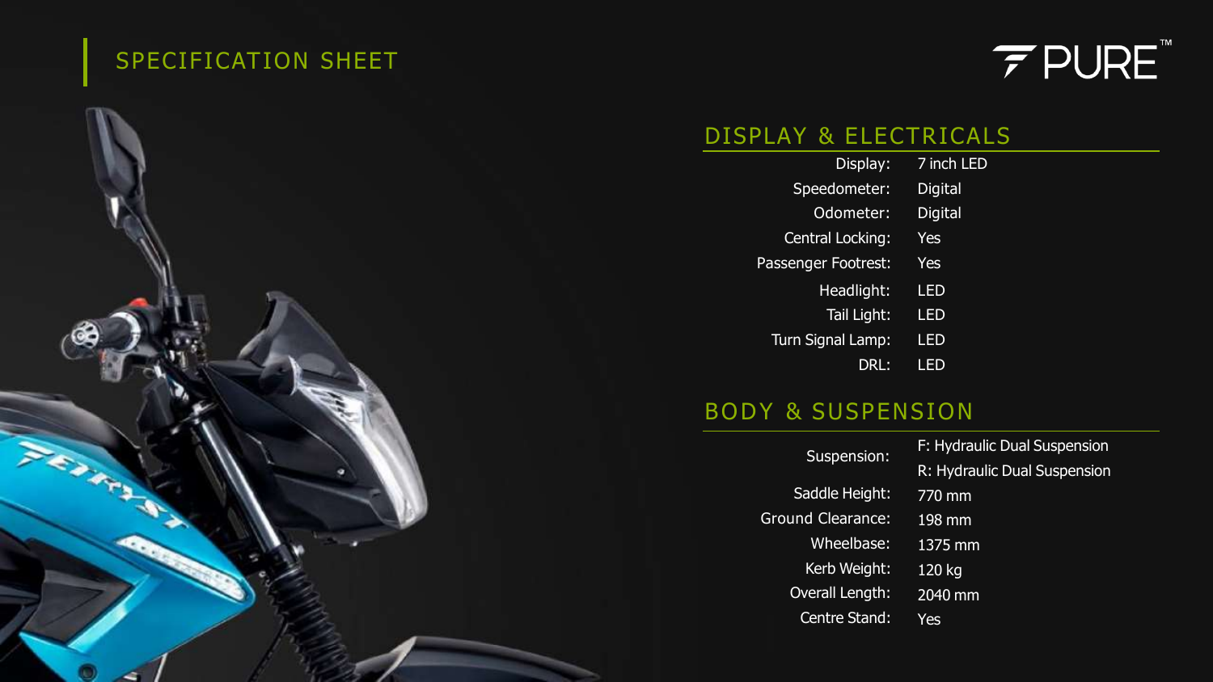# SPECIFICATION SHEET

PURE™

## DISPLAY & ELECTRICALS

| | |
|---|---|
| Display: | 7 inch LED |
| Speedometer: | Digital |
| Odometer: | Digital |
| Central Locking: | Yes |
| Passenger Footrest: | Yes |
| Headlight: | LED |
| Tail Light: | LED |
| Turn Signal Lamp: | LED |
| DRL: | LED |

## BODY & SUSPENSION

| | |
|---|---|
| Suspension: | F: Hydraulic Dual Suspension<br>R: Hydraulic Dual Suspension |
| Saddle Height: | 770 mm |
| Ground Clearance: | 198 mm |
| Wheelbase: | 1375 mm |
| Kerb Weight: | 120 kg |
| Overall Length: | 2040 mm |
| Centre Stand: | Yes |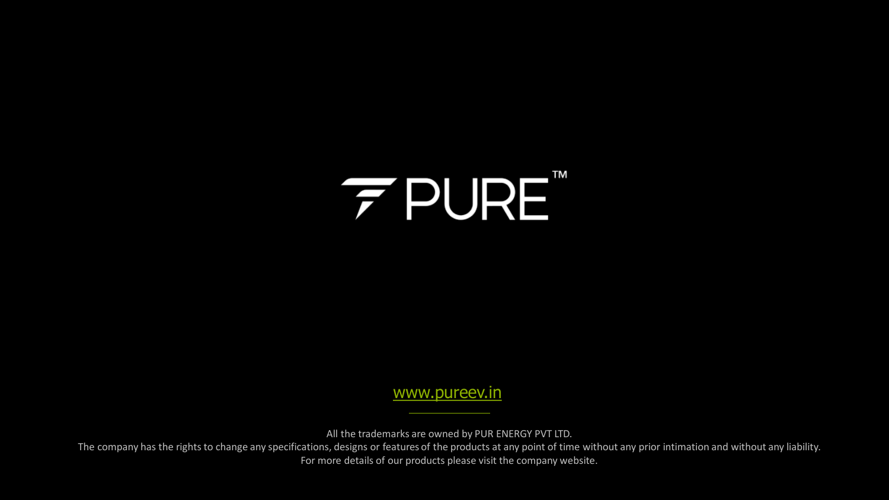PURE™

www.pureev.in

All the trademarks are owned by PUR ENERGY PVT LTD.
The company has the rights to change any specifications, designs or features of the products at any point of time without any prior intimation and without any liability.
For more details of our products please visit the company website.